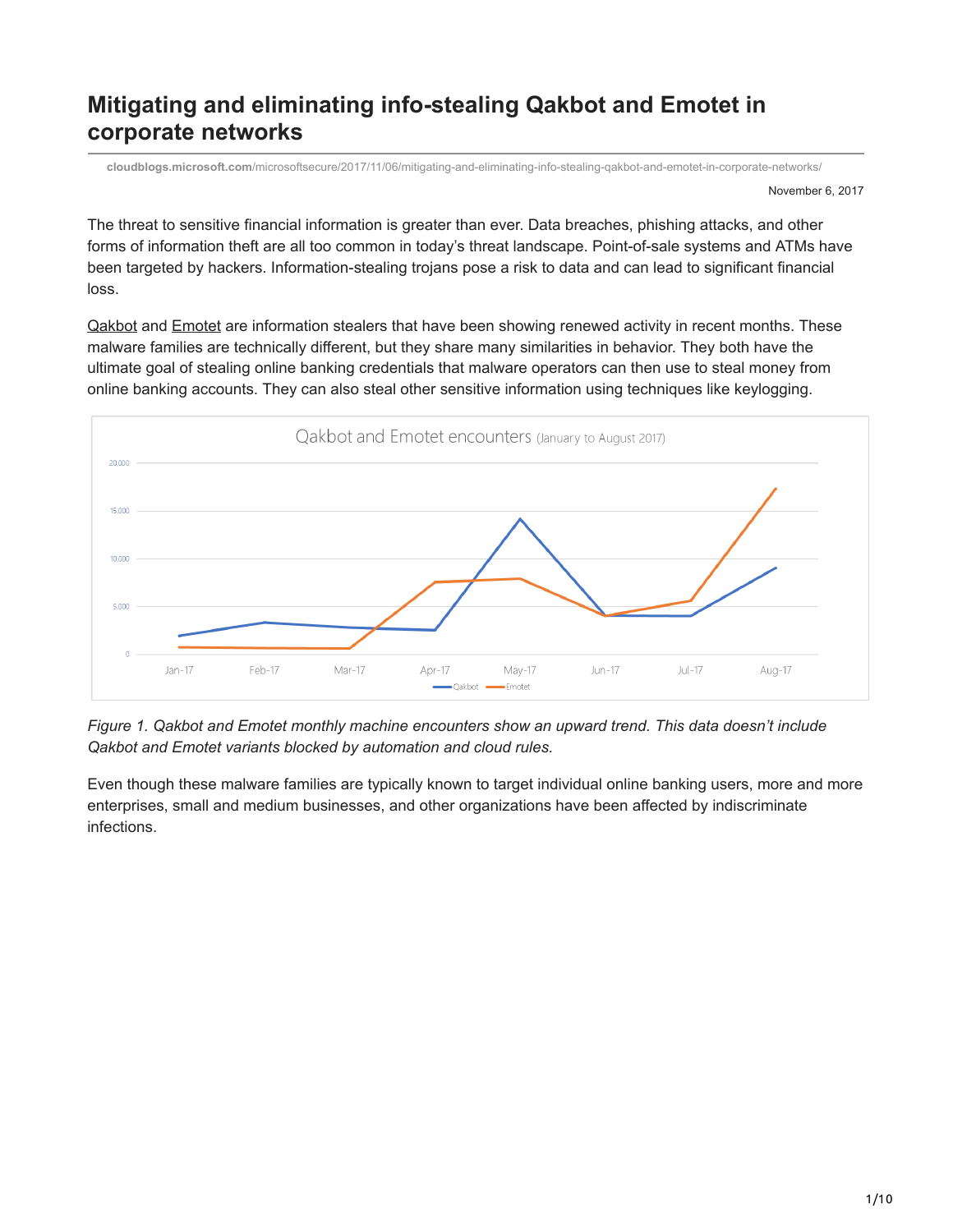# Mitigating and eliminating info-stealing Qakbot and Emotet in corporate networks

cloudblogs.microsoft.com/microsoftsecure/2017/11/06/mitigating-and-eliminating-info-stealing-qakbot-and-emotet-in-corporate-networks/

November 6, 2017

The threat to sensitive financial information is greater than ever. Data breaches, phishing attacks, and other forms of information theft are all too common in today's threat landscape. Point-of-sale systems and ATMs have been targeted by hackers. Information-stealing trojans pose a risk to data and can lead to significant financial loss.

Qakbot and Emotet are information stealers that have been showing renewed activity in recent months. These malware families are technically different, but they share many similarities in behavior. They both have the ultimate goal of stealing online banking credentials that malware operators can then use to steal money from online banking accounts. They can also steal other sensitive information using techniques like keylogging.

*Figure 1. Qakbot and Emotet monthly machine encounters show an upward trend. This data doesn't include Qakbot and Emotet variants blocked by automation and cloud rules.*

Even though these malware families are typically known to target individual online banking users, more and more enterprises, small and medium businesses, and other organizations have been affected by indiscriminate infections.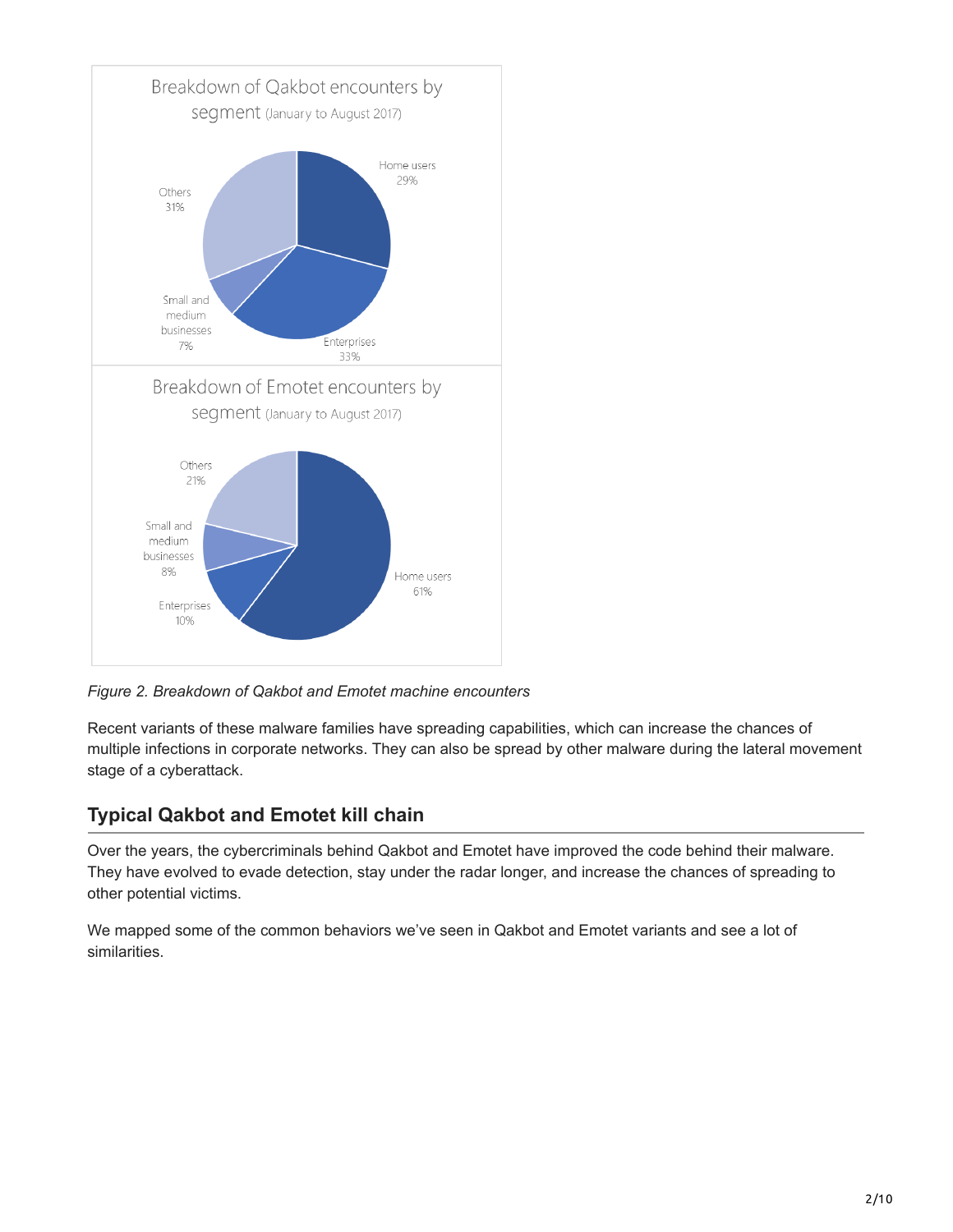Breakdown of Qakbot encounters by segment (January to August 2017)

- Home users 29%
- Enterprises 33%
- Small and medium businesses 7%
- Others 31%

Breakdown of Emotet encounters by segment (January to August 2017)

- Home users 61%
- Enterprises 10%
- Small and medium businesses 8%
- Others 21%

*Figure 2. Breakdown of Qakbot and Emotet machine encounters*

Recent variants of these malware families have spreading capabilities, which can increase the chances of multiple infections in corporate networks. They can also be spread by other malware during the lateral movement stage of a cyberattack.

## Typical Qakbot and Emotet kill chain

Over the years, the cybercriminals behind Qakbot and Emotet have improved the code behind their malware. They have evolved to evade detection, stay under the radar longer, and increase the chances of spreading to other potential victims.

We mapped some of the common behaviors we've seen in Qakbot and Emotet variants and see a lot of similarities.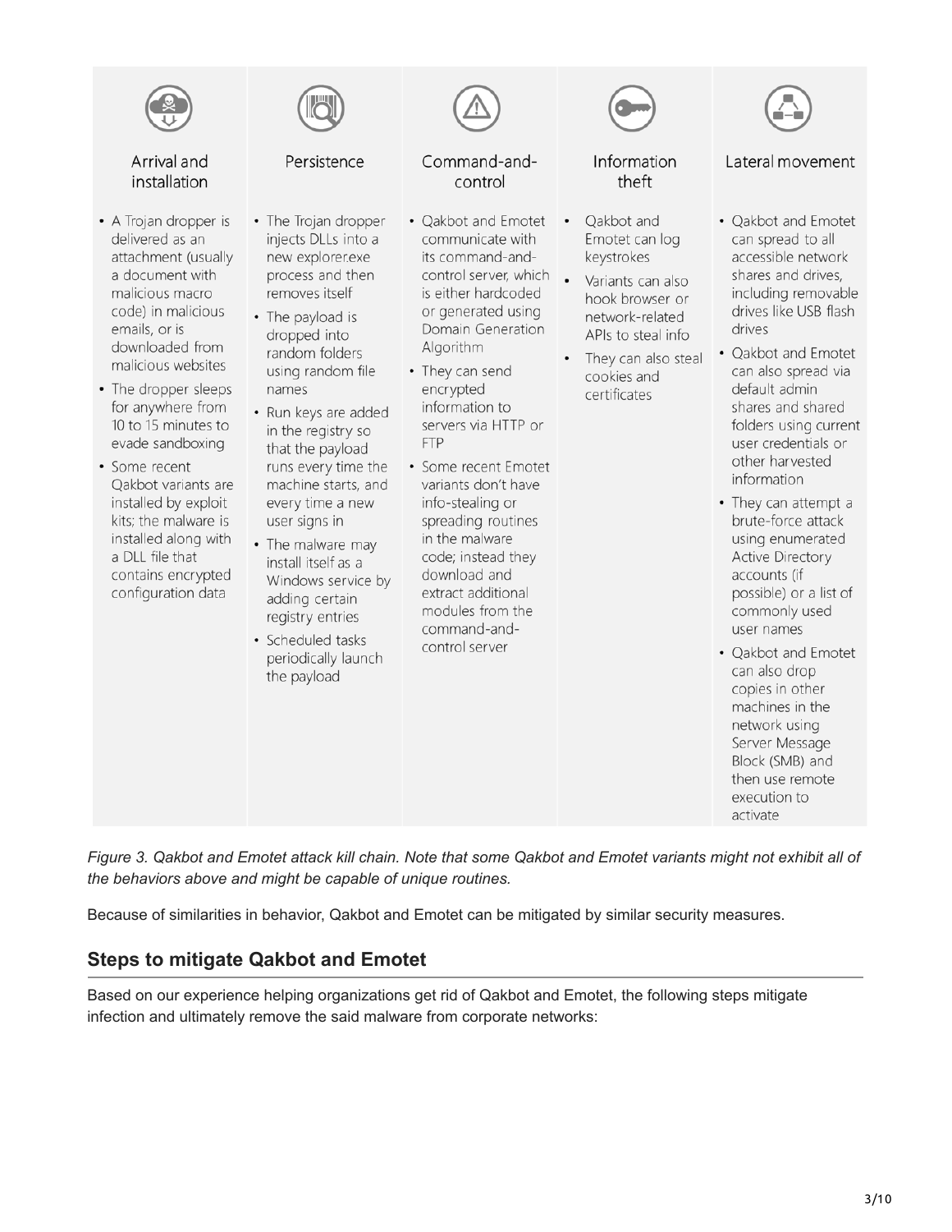### Arrival and installation

- A Trojan dropper is delivered as an attachment (usually a document with malicious macro code) in malicious emails, or is downloaded from malicious websites
- The dropper sleeps for anywhere from 10 to 15 minutes to evade sandboxing
- Some recent Qakbot variants are installed by exploit kits; the malware is installed along with a DLL file that contains encrypted configuration data

### Persistence

- The Trojan dropper injects DLLs into a new explorer.exe process and then removes itself
- The payload is dropped into random folders using random file names
- Run keys are added in the registry so that the payload runs every time the machine starts, and every time a new user signs in
- The malware may install itself as a Windows service by adding certain registry entries
- Scheduled tasks periodically launch the payload

### Command-and-control

- Qakbot and Emotet communicate with its command-and-control server, which is either hardcoded or generated using Domain Generation Algorithm
- They can send encrypted information to servers via HTTP or FTP
- Some recent Emotet variants don't have info-stealing or spreading routines in the malware code; instead they download and extract additional modules from the command-and-control server

### Information theft

- Qakbot and Emotet can log keystrokes
- Variants can also hook browser or network-related APIs to steal info
- They can also steal cookies and certificates

### Lateral movement

- Qakbot and Emotet can spread to all accessible network shares and drives, including removable drives like USB flash drives
- Qakbot and Emotet can also spread via default admin shares and shared folders using current user credentials or other harvested information
- They can attempt a brute-force attack using enumerated Active Directory accounts (if possible) or a list of commonly used user names
- Qakbot and Emotet can also drop copies in other machines in the network using Server Message Block (SMB) and then use remote execution to activate

*Figure 3. Qakbot and Emotet attack kill chain. Note that some Qakbot and Emotet variants might not exhibit all of the behaviors above and might be capable of unique routines.*

Because of similarities in behavior, Qakbot and Emotet can be mitigated by similar security measures.

## Steps to mitigate Qakbot and Emotet

Based on our experience helping organizations get rid of Qakbot and Emotet, the following steps mitigate infection and ultimately remove the said malware from corporate networks: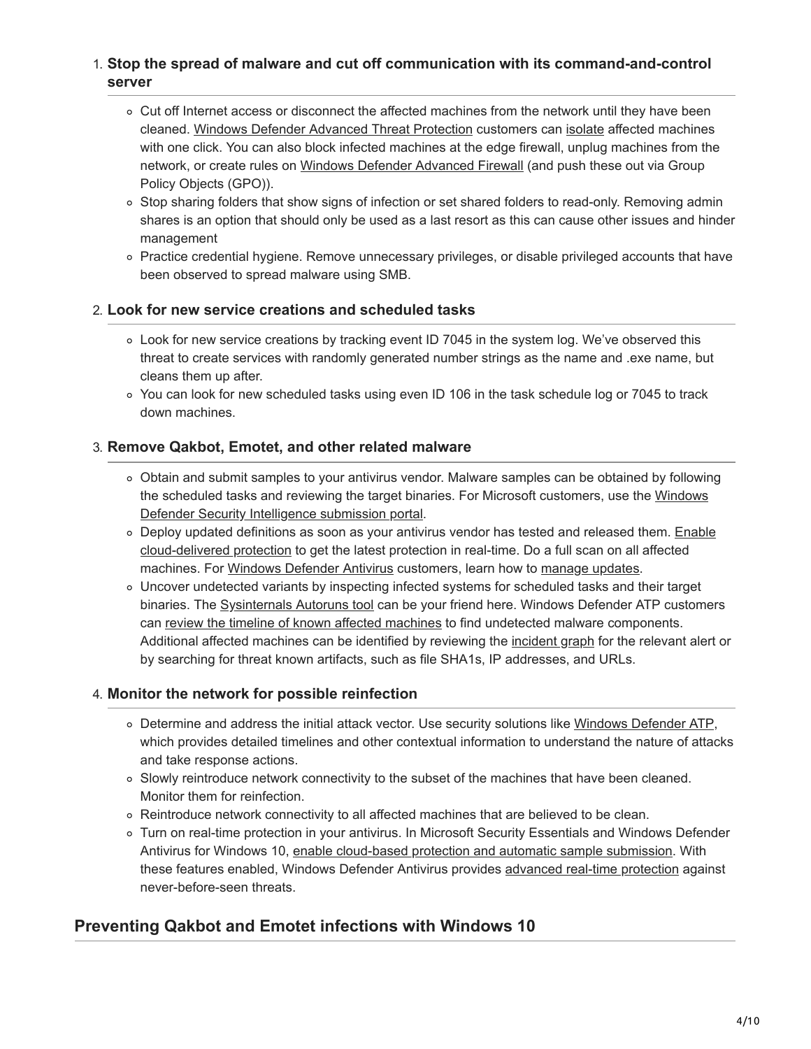1. **Stop the spread of malware and cut off communication with its command-and-control server**
    - Cut off Internet access or disconnect the affected machines from the network until they have been cleaned. Windows Defender Advanced Threat Protection customers can isolate affected machines with one click. You can also block infected machines at the edge firewall, unplug machines from the network, or create rules on Windows Defender Advanced Firewall (and push these out via Group Policy Objects (GPO)).
    - Stop sharing folders that show signs of infection or set shared folders to read-only. Removing admin shares is an option that should only be used as a last resort as this can cause other issues and hinder management
    - Practice credential hygiene. Remove unnecessary privileges, or disable privileged accounts that have been observed to spread malware using SMB.
2. **Look for new service creations and scheduled tasks**
    - Look for new service creations by tracking event ID 7045 in the system log. We've observed this threat to create services with randomly generated number strings as the name and .exe name, but cleans them up after.
    - You can look for new scheduled tasks using even ID 106 in the task schedule log or 7045 to track down machines.
3. **Remove Qakbot, Emotet, and other related malware**
    - Obtain and submit samples to your antivirus vendor. Malware samples can be obtained by following the scheduled tasks and reviewing the target binaries. For Microsoft customers, use the Windows Defender Security Intelligence submission portal.
    - Deploy updated definitions as soon as your antivirus vendor has tested and released them. Enable cloud-delivered protection to get the latest protection in real-time. Do a full scan on all affected machines. For Windows Defender Antivirus customers, learn how to manage updates.
    - Uncover undetected variants by inspecting infected systems for scheduled tasks and their target binaries. The Sysinternals Autoruns tool can be your friend here. Windows Defender ATP customers can review the timeline of known affected machines to find undetected malware components. Additional affected machines can be identified by reviewing the incident graph for the relevant alert or by searching for threat known artifacts, such as file SHA1s, IP addresses, and URLs.
4. **Monitor the network for possible reinfection**
    - Determine and address the initial attack vector. Use security solutions like Windows Defender ATP, which provides detailed timelines and other contextual information to understand the nature of attacks and take response actions.
    - Slowly reintroduce network connectivity to the subset of the machines that have been cleaned. Monitor them for reinfection.
    - Reintroduce network connectivity to all affected machines that are believed to be clean.
    - Turn on real-time protection in your antivirus. In Microsoft Security Essentials and Windows Defender Antivirus for Windows 10, enable cloud-based protection and automatic sample submission. With these features enabled, Windows Defender Antivirus provides advanced real-time protection against never-before-seen threats.

## Preventing Qakbot and Emotet infections with Windows 10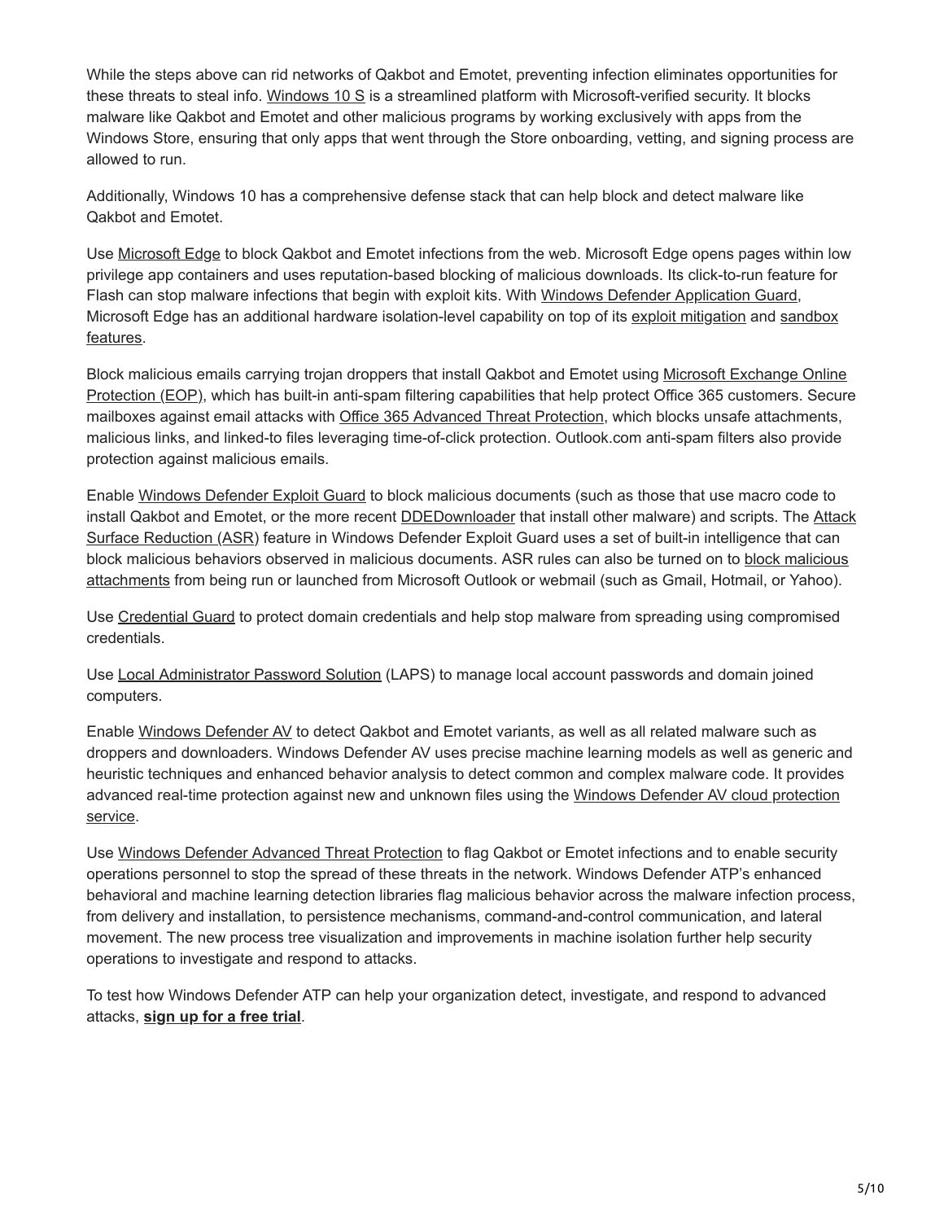While the steps above can rid networks of Qakbot and Emotet, preventing infection eliminates opportunities for these threats to steal info. Windows 10 S is a streamlined platform with Microsoft-verified security. It blocks malware like Qakbot and Emotet and other malicious programs by working exclusively with apps from the Windows Store, ensuring that only apps that went through the Store onboarding, vetting, and signing process are allowed to run.

Additionally, Windows 10 has a comprehensive defense stack that can help block and detect malware like Qakbot and Emotet.

Use Microsoft Edge to block Qakbot and Emotet infections from the web. Microsoft Edge opens pages within low privilege app containers and uses reputation-based blocking of malicious downloads. Its click-to-run feature for Flash can stop malware infections that begin with exploit kits. With Windows Defender Application Guard, Microsoft Edge has an additional hardware isolation-level capability on top of its exploit mitigation and sandbox features.

Block malicious emails carrying trojan droppers that install Qakbot and Emotet using Microsoft Exchange Online Protection (EOP), which has built-in anti-spam filtering capabilities that help protect Office 365 customers. Secure mailboxes against email attacks with Office 365 Advanced Threat Protection, which blocks unsafe attachments, malicious links, and linked-to files leveraging time-of-click protection. Outlook.com anti-spam filters also provide protection against malicious emails.

Enable Windows Defender Exploit Guard to block malicious documents (such as those that use macro code to install Qakbot and Emotet, or the more recent DDEDownloader that install other malware) and scripts. The Attack Surface Reduction (ASR) feature in Windows Defender Exploit Guard uses a set of built-in intelligence that can block malicious behaviors observed in malicious documents. ASR rules can also be turned on to block malicious attachments from being run or launched from Microsoft Outlook or webmail (such as Gmail, Hotmail, or Yahoo).

Use Credential Guard to protect domain credentials and help stop malware from spreading using compromised credentials.

Use Local Administrator Password Solution (LAPS) to manage local account passwords and domain joined computers.

Enable Windows Defender AV to detect Qakbot and Emotet variants, as well as all related malware such as droppers and downloaders. Windows Defender AV uses precise machine learning models as well as generic and heuristic techniques and enhanced behavior analysis to detect common and complex malware code. It provides advanced real-time protection against new and unknown files using the Windows Defender AV cloud protection service.

Use Windows Defender Advanced Threat Protection to flag Qakbot or Emotet infections and to enable security operations personnel to stop the spread of these threats in the network. Windows Defender ATP's enhanced behavioral and machine learning detection libraries flag malicious behavior across the malware infection process, from delivery and installation, to persistence mechanisms, command-and-control communication, and lateral movement. The new process tree visualization and improvements in machine isolation further help security operations to investigate and respond to attacks.

To test how Windows Defender ATP can help your organization detect, investigate, and respond to advanced attacks, **sign up for a free trial**.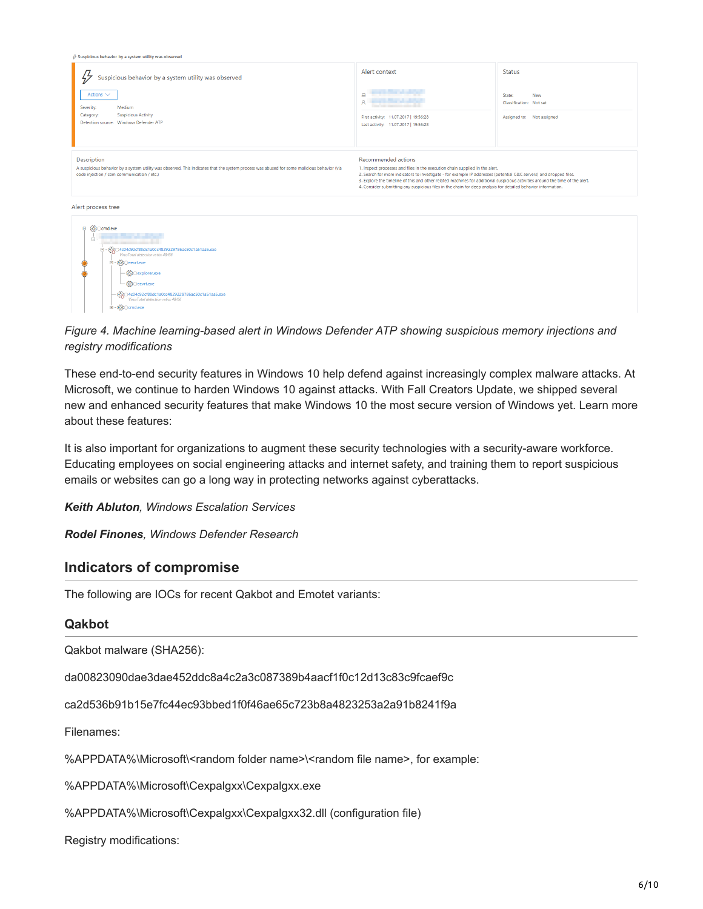*Figure 4. Machine learning-based alert in Windows Defender ATP showing suspicious memory injections and registry modifications*

These end-to-end security features in Windows 10 help defend against increasingly complex malware attacks. At Microsoft, we continue to harden Windows 10 against attacks. With Fall Creators Update, we shipped several new and enhanced security features that make Windows 10 the most secure version of Windows yet. Learn more about these features:

It is also important for organizations to augment these security technologies with a security-aware workforce. Educating employees on social engineering attacks and internet safety, and training them to report suspicious emails or websites can go a long way in protecting networks against cyberattacks.

***Keith Abluton**, Windows Escalation Services*

***Rodel Finones**, Windows Defender Research*

## Indicators of compromise

The following are IOCs for recent Qakbot and Emotet variants:

### Qakbot

Qakbot malware (SHA256):

da00823090dae3dae452ddc8a4c2a3c087389b4aacf1f0c12d13c83c9fcaef9c

ca2d536b91b15e7fc44ec93bbed1f0f46ae65c723b8a4823253a2a91b8241f9a

Filenames:

%APPDATA%\Microsoft\<random folder name>\<random file name>, for example:

%APPDATA%\Microsoft\Cexpalgxx\Cexpalgxx.exe

%APPDATA%\Microsoft\Cexpalgxx\Cexpalgxx32.dll (configuration file)

Registry modifications: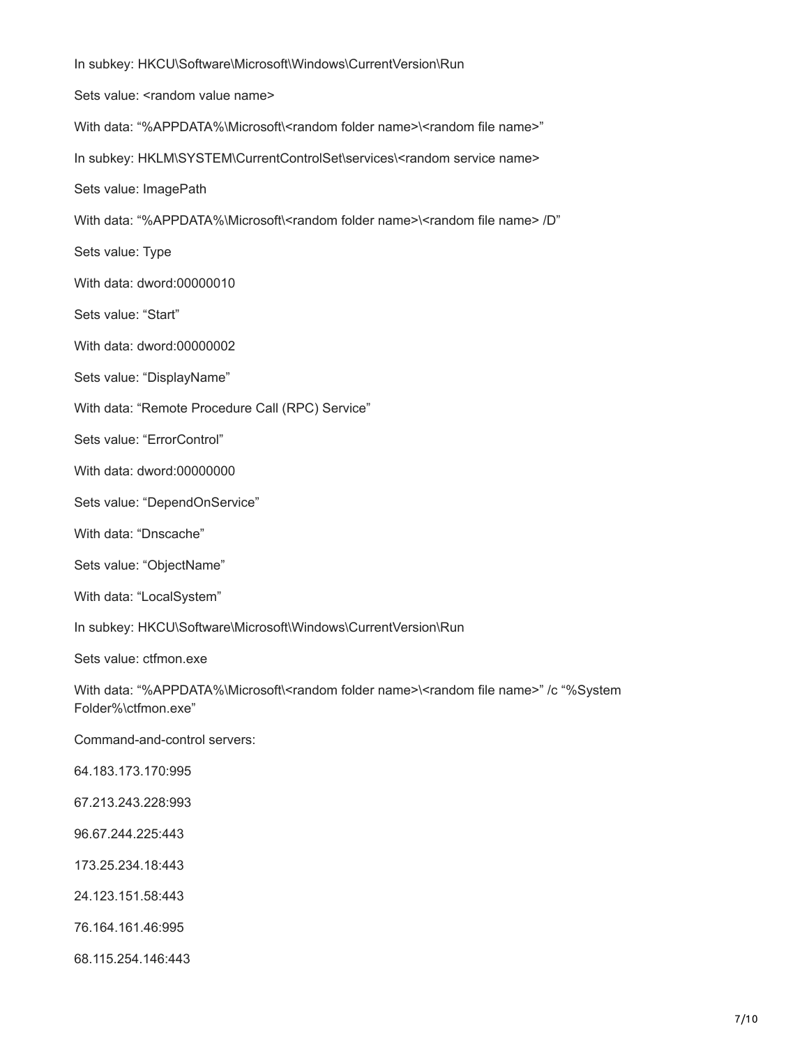In subkey: HKCU\Software\Microsoft\Windows\CurrentVersion\Run

Sets value: <random value name>

With data: “%APPDATA%\Microsoft\<random folder name>\<random file name>”

In subkey: HKLM\SYSTEM\CurrentControlSet\services\<random service name>

Sets value: ImagePath

With data: “%APPDATA%\Microsoft\<random folder name>\<random file name> /D”

Sets value: Type

With data: dword:00000010

Sets value: “Start”

With data: dword:00000002

Sets value: “DisplayName”

With data: “Remote Procedure Call (RPC) Service”

Sets value: “ErrorControl”

With data: dword:00000000

Sets value: “DependOnService”

With data: “Dnscache”

Sets value: “ObjectName”

With data: “LocalSystem”

In subkey: HKCU\Software\Microsoft\Windows\CurrentVersion\Run

Sets value: ctfmon.exe

With data: “%APPDATA%\Microsoft\<random folder name>\<random file name>” /c “%System Folder%\ctfmon.exe”

Command-and-control servers:

64.183.173.170:995

67.213.243.228:993

96.67.244.225:443

173.25.234.18:443

24.123.151.58:443

76.164.161.46:995

68.115.254.146:443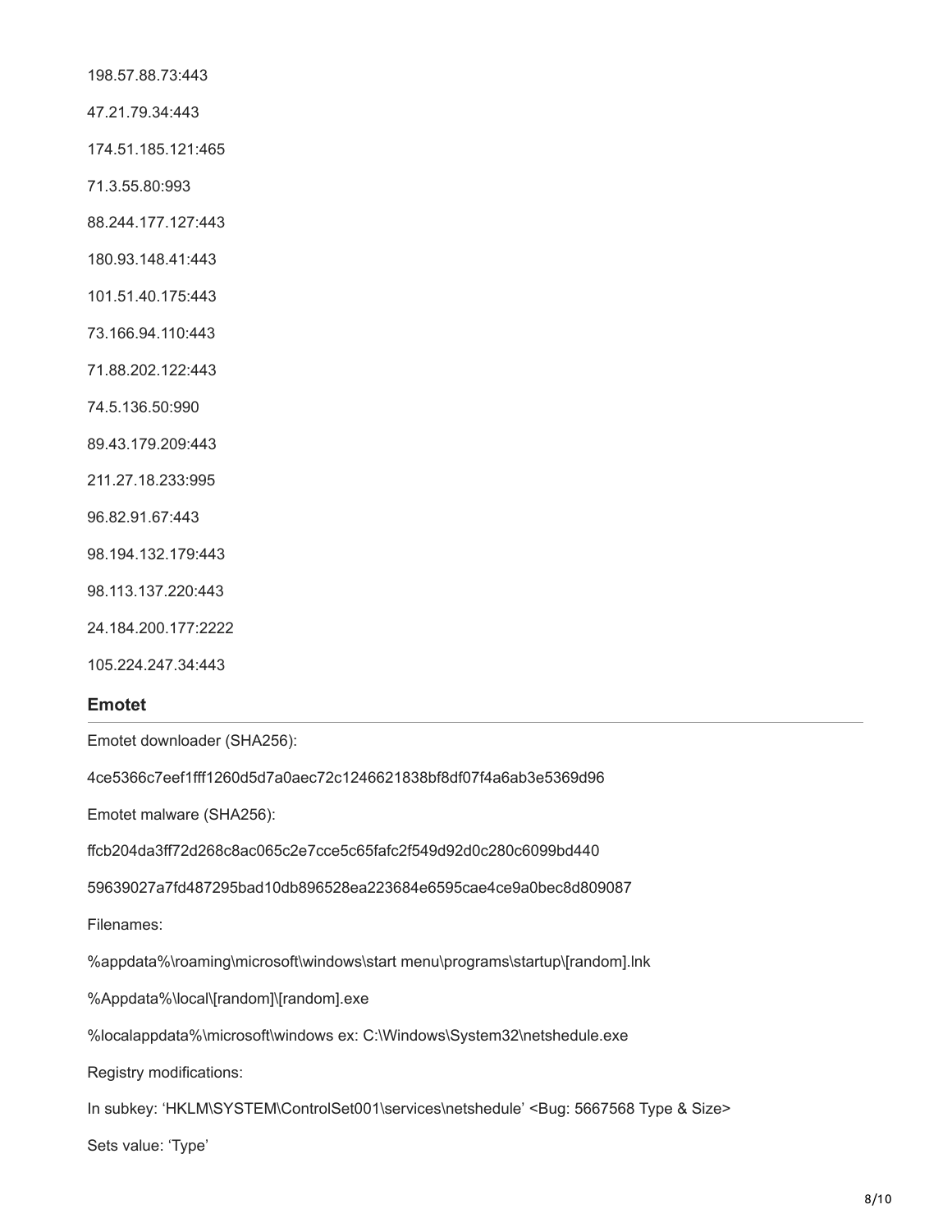198.57.88.73:443

47.21.79.34:443

174.51.185.121:465

71.3.55.80:993

88.244.177.127:443

180.93.148.41:443

101.51.40.175:443

73.166.94.110:443

71.88.202.122:443

74.5.136.50:990

89.43.179.209:443

211.27.18.233:995

96.82.91.67:443

98.194.132.179:443

98.113.137.220:443

24.184.200.177:2222

105.224.247.34:443

### Emotet

Emotet downloader (SHA256):

4ce5366c7eef1fff1260d5d7a0aec72c1246621838bf8df07f4a6ab3e5369d96

Emotet malware (SHA256):

ffcb204da3ff72d268c8ac065c2e7cce5c65fafc2f549d92d0c280c6099bd440

59639027a7fd487295bad10db896528ea223684e6595cae4ce9a0bec8d809087

Filenames:

%appdata%\roaming\microsoft\windows\start menu\programs\startup\[random].lnk

%Appdata%\local\[random]\[random].exe

%localappdata%\microsoft\windows ex: C:\Windows\System32\netshedule.exe

Registry modifications:

In subkey: 'HKLM\SYSTEM\ControlSet001\services\netshedule' <Bug: 5667568 Type & Size>

Sets value: 'Type'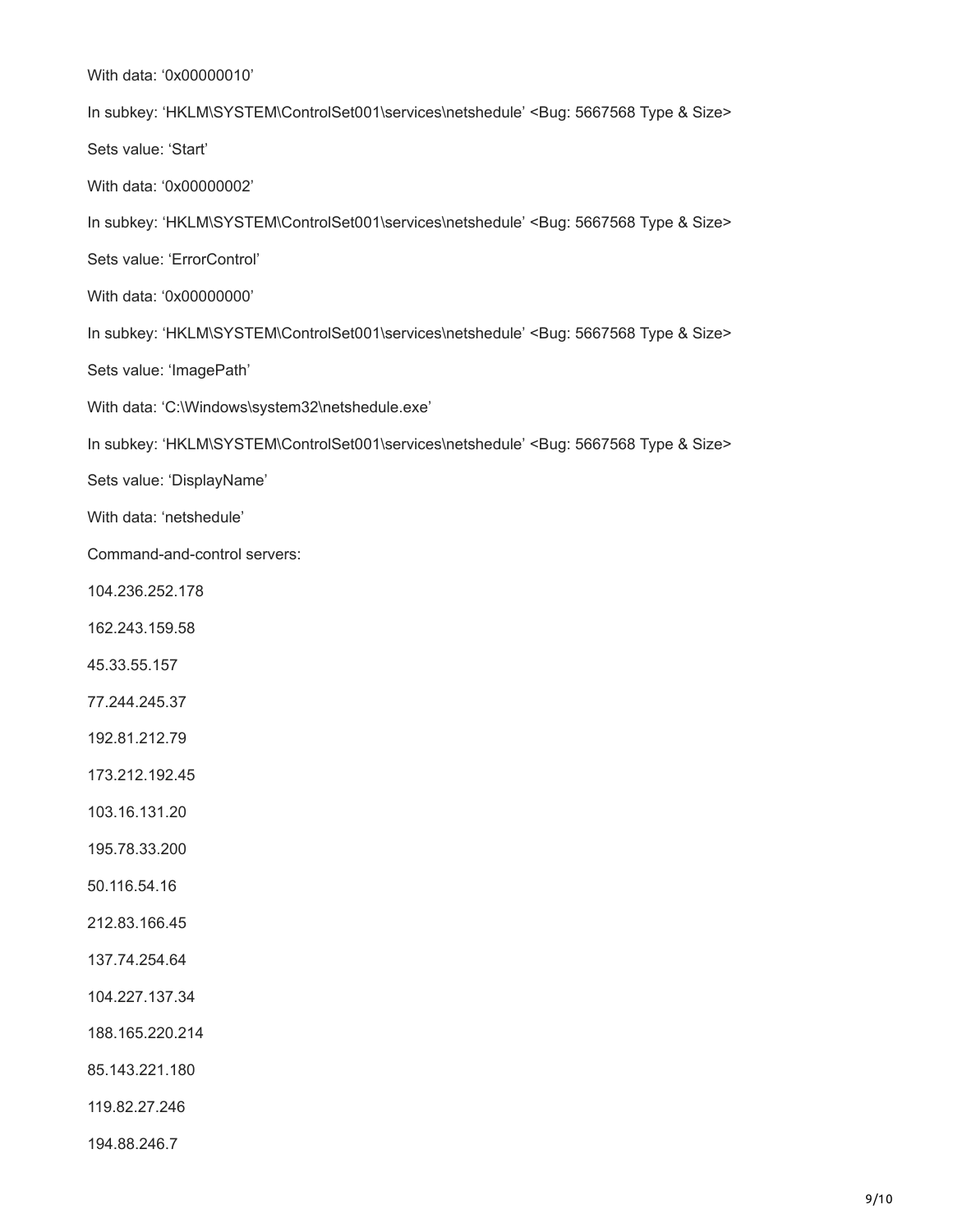With data: ‘0x00000010’

In subkey: ‘HKLM\SYSTEM\ControlSet001\services\netshedule’ <Bug: 5667568 Type & Size>

Sets value: ‘Start’

With data: ‘0x00000002’

In subkey: ‘HKLM\SYSTEM\ControlSet001\services\netshedule’ <Bug: 5667568 Type & Size>

Sets value: ‘ErrorControl’

With data: ‘0x00000000’

In subkey: ‘HKLM\SYSTEM\ControlSet001\services\netshedule’ <Bug: 5667568 Type & Size>

Sets value: ‘ImagePath’

With data: ‘C:\Windows\system32\netshedule.exe’

In subkey: ‘HKLM\SYSTEM\ControlSet001\services\netshedule’ <Bug: 5667568 Type & Size>

Sets value: ‘DisplayName’

With data: ‘netshedule’

Command-and-control servers:

104.236.252.178

162.243.159.58

45.33.55.157

77.244.245.37

192.81.212.79

173.212.192.45

103.16.131.20

195.78.33.200

50.116.54.16

212.83.166.45

137.74.254.64

104.227.137.34

188.165.220.214

85.143.221.180

119.82.27.246

194.88.246.7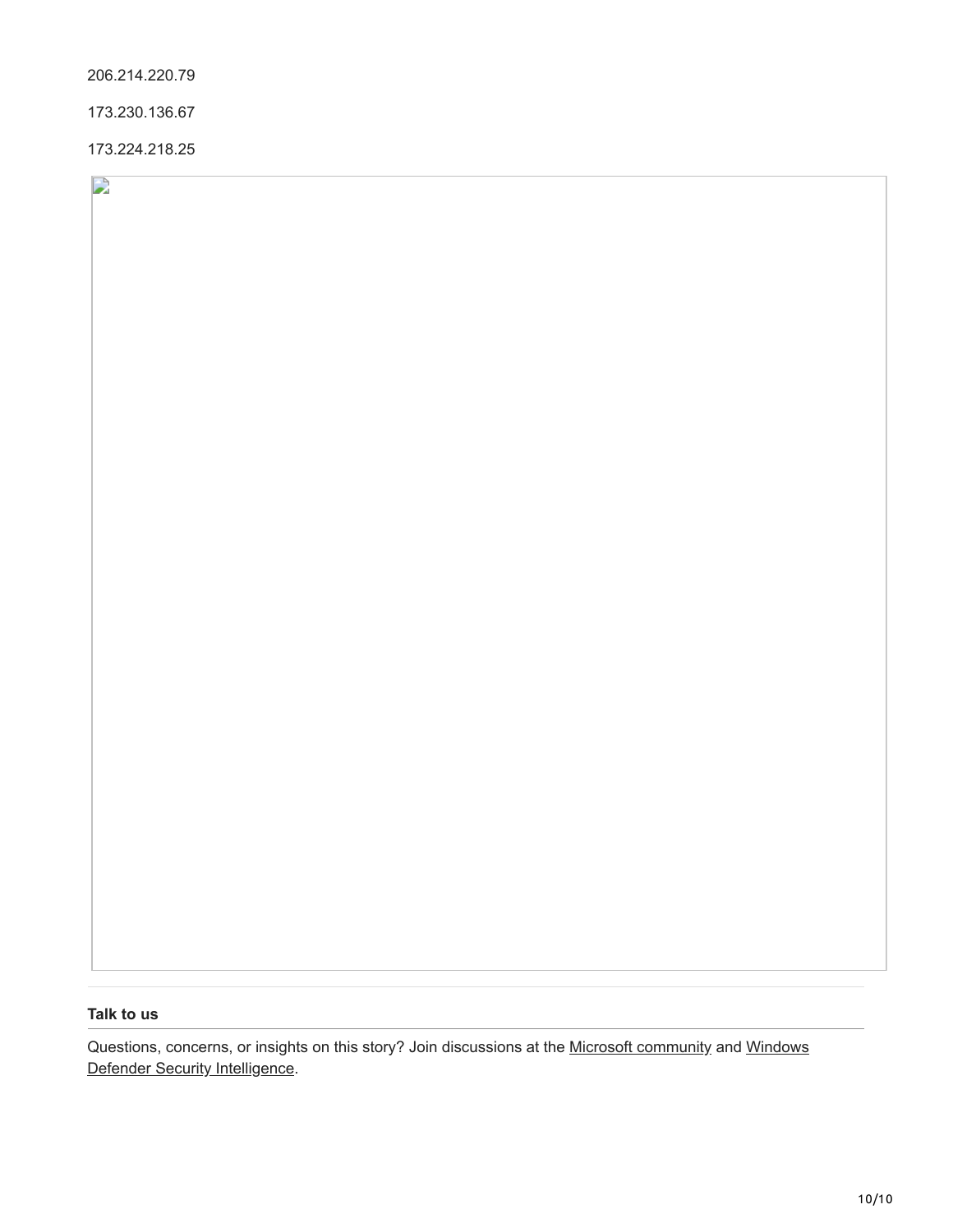206.214.220.79

173.230.136.67

173.224.218.25

### Talk to us

Questions, concerns, or insights on this story? Join discussions at the Microsoft community and Windows Defender Security Intelligence.